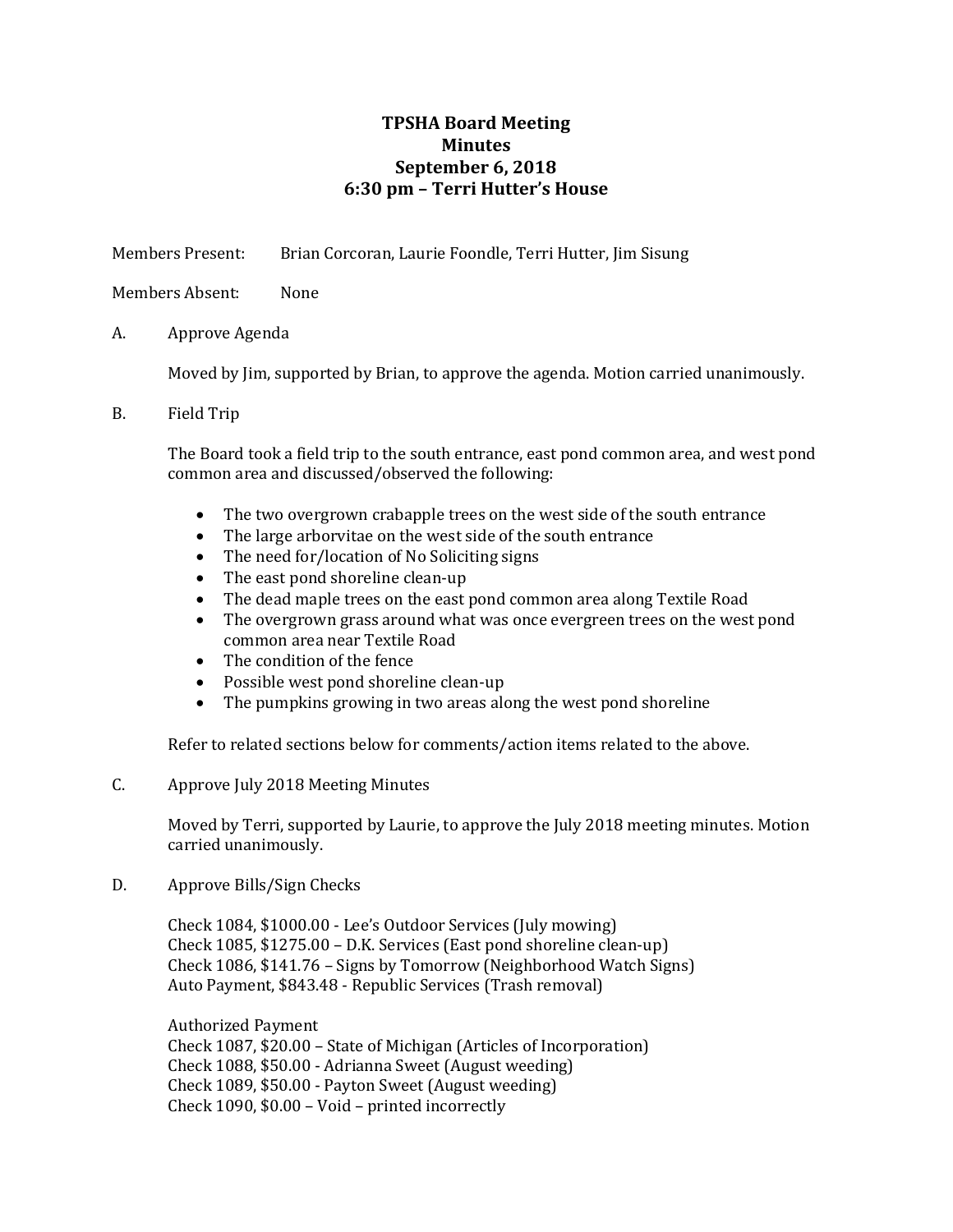# TPSHA Board Meeting
# Minutes
# September 6, 2018
# 6:30 pm – Terri Hutter's House

Members Present: Brian Corcoran, Laurie Foondle, Terri Hutter, Jim Sisung

Members Absent: None

A. Approve Agenda

Moved by Jim, supported by Brian, to approve the agenda. Motion carried unanimously.

B. Field Trip

The Board took a field trip to the south entrance, east pond common area, and west pond common area and discussed/observed the following:

- The two overgrown crabapple trees on the west side of the south entrance
- The large arborvitae on the west side of the south entrance
- The need for/location of No Soliciting signs
- The east pond shoreline clean-up
- The dead maple trees on the east pond common area along Textile Road
- The overgrown grass around what was once evergreen trees on the west pond common area near Textile Road
- The condition of the fence
- Possible west pond shoreline clean-up
- The pumpkins growing in two areas along the west pond shoreline

Refer to related sections below for comments/action items related to the above.

C. Approve July 2018 Meeting Minutes

Moved by Terri, supported by Laurie, to approve the July 2018 meeting minutes. Motion carried unanimously.

D. Approve Bills/Sign Checks

Check 1084, $1000.00 - Lee's Outdoor Services (July mowing)
Check 1085, $1275.00 – D.K. Services (East pond shoreline clean-up)
Check 1086, $141.76 – Signs by Tomorrow (Neighborhood Watch Signs)
Auto Payment, $843.48 - Republic Services (Trash removal)

Authorized Payment
Check 1087, $20.00 – State of Michigan (Articles of Incorporation)
Check 1088, $50.00 - Adrianna Sweet (August weeding)
Check 1089, $50.00 - Payton Sweet (August weeding)
Check 1090, $0.00 – Void – printed incorrectly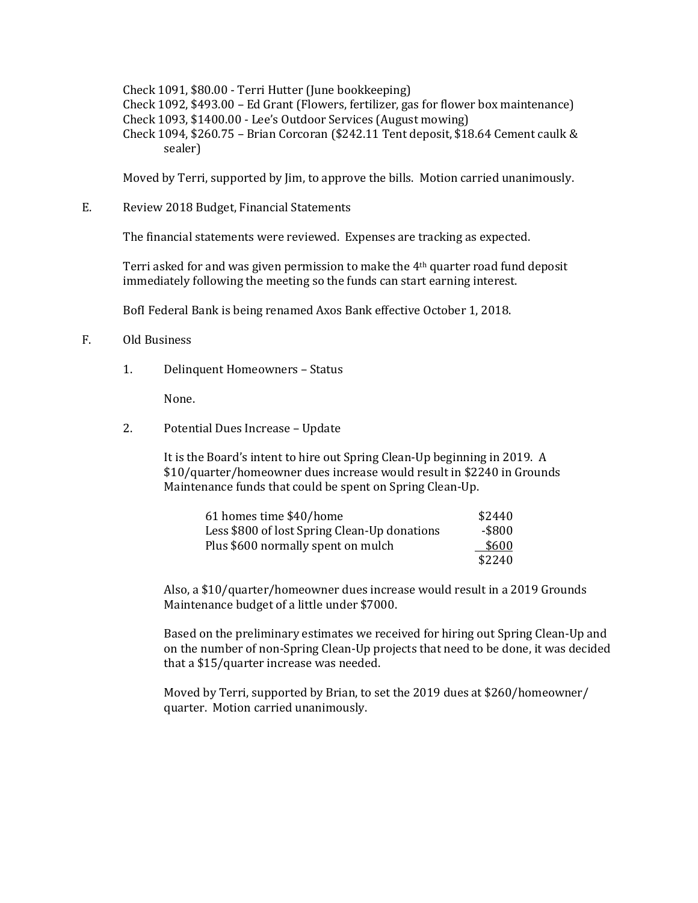Check 1091, $80.00 - Terri Hutter (June bookkeeping)
Check 1092, $493.00 – Ed Grant (Flowers, fertilizer, gas for flower box maintenance)
Check 1093, $1400.00 - Lee's Outdoor Services (August mowing)
Check 1094, $260.75 – Brian Corcoran ($242.11 Tent deposit, $18.64 Cement caulk & sealer)

Moved by Terri, supported by Jim, to approve the bills. Motion carried unanimously.

E. Review 2018 Budget, Financial Statements

The financial statements were reviewed. Expenses are tracking as expected.

Terri asked for and was given permission to make the 4th quarter road fund deposit immediately following the meeting so the funds can start earning interest.

BofI Federal Bank is being renamed Axos Bank effective October 1, 2018.

F. Old Business

1. Delinquent Homeowners – Status

None.

2. Potential Dues Increase – Update

It is the Board's intent to hire out Spring Clean-Up beginning in 2019. A $10/quarter/homeowner dues increase would result in $2240 in Grounds Maintenance funds that could be spent on Spring Clean-Up.

| | |
|---|---|
| 61 homes time $40/home | $2440 |
| Less $800 of lost Spring Clean-Up donations | -$800 |
| Plus $600 normally spent on mulch | $600 |
| | $2240 |

Also, a $10/quarter/homeowner dues increase would result in a 2019 Grounds Maintenance budget of a little under $7000.

Based on the preliminary estimates we received for hiring out Spring Clean-Up and on the number of non-Spring Clean-Up projects that need to be done, it was decided that a $15/quarter increase was needed.

Moved by Terri, supported by Brian, to set the 2019 dues at $260/homeowner/quarter. Motion carried unanimously.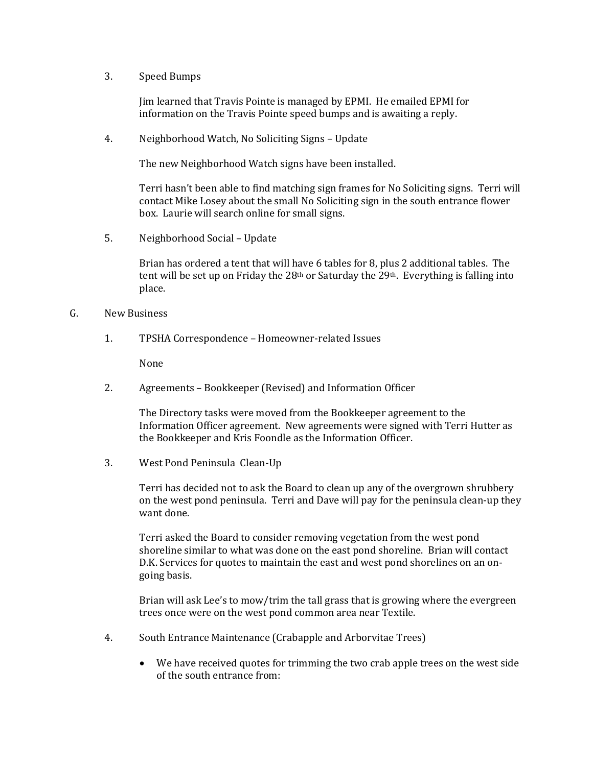3. Speed Bumps

   Jim learned that Travis Pointe is managed by EPMI. He emailed EPMI for information on the Travis Pointe speed bumps and is awaiting a reply.

4. Neighborhood Watch, No Soliciting Signs – Update

   The new Neighborhood Watch signs have been installed.

   Terri hasn't been able to find matching sign frames for No Soliciting signs. Terri will contact Mike Losey about the small No Soliciting sign in the south entrance flower box. Laurie will search online for small signs.

5. Neighborhood Social – Update

   Brian has ordered a tent that will have 6 tables for 8, plus 2 additional tables. The tent will be set up on Friday the 28th or Saturday the 29th. Everything is falling into place.

G. New Business

1. TPSHA Correspondence – Homeowner-related Issues

   None

2. Agreements – Bookkeeper (Revised) and Information Officer

   The Directory tasks were moved from the Bookkeeper agreement to the Information Officer agreement. New agreements were signed with Terri Hutter as the Bookkeeper and Kris Foondle as the Information Officer.

3. West Pond Peninsula Clean-Up

   Terri has decided not to ask the Board to clean up any of the overgrown shrubbery on the west pond peninsula. Terri and Dave will pay for the peninsula clean-up they want done.

   Terri asked the Board to consider removing vegetation from the west pond shoreline similar to what was done on the east pond shoreline. Brian will contact D.K. Services for quotes to maintain the east and west pond shorelines on an on-going basis.

   Brian will ask Lee's to mow/trim the tall grass that is growing where the evergreen trees once were on the west pond common area near Textile.

4. South Entrance Maintenance (Crabapple and Arborvitae Trees)

   - We have received quotes for trimming the two crab apple trees on the west side of the south entrance from: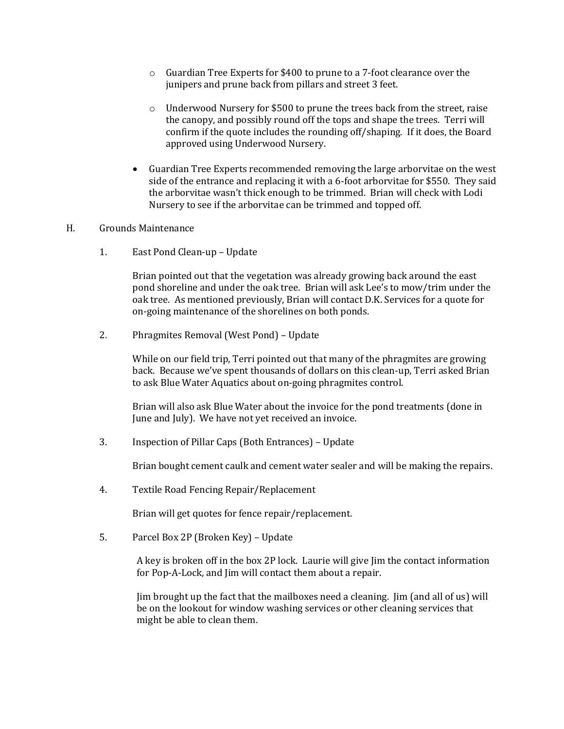- Guardian Tree Experts for $400 to prune to a 7-foot clearance over the junipers and prune back from pillars and street 3 feet.

  - Underwood Nursery for $500 to prune the trees back from the street, raise the canopy, and possibly round off the tops and shape the trees. Terri will confirm if the quote includes the rounding off/shaping. If it does, the Board approved using Underwood Nursery.

- Guardian Tree Experts recommended removing the large arborvitae on the west side of the entrance and replacing it with a 6-foot arborvitae for $550. They said the arborvitae wasn't thick enough to be trimmed. Brian will check with Lodi Nursery to see if the arborvitae can be trimmed and topped off.

H. Grounds Maintenance

1. East Pond Clean-up – Update

   Brian pointed out that the vegetation was already growing back around the east pond shoreline and under the oak tree. Brian will ask Lee's to mow/trim under the oak tree. As mentioned previously, Brian will contact D.K. Services for a quote for on-going maintenance of the shorelines on both ponds.

2. Phragmites Removal (West Pond) – Update

   While on our field trip, Terri pointed out that many of the phragmites are growing back. Because we've spent thousands of dollars on this clean-up, Terri asked Brian to ask Blue Water Aquatics about on-going phragmites control.

   Brian will also ask Blue Water about the invoice for the pond treatments (done in June and July). We have not yet received an invoice.

3. Inspection of Pillar Caps (Both Entrances) – Update

   Brian bought cement caulk and cement water sealer and will be making the repairs.

4. Textile Road Fencing Repair/Replacement

   Brian will get quotes for fence repair/replacement.

5. Parcel Box 2P (Broken Key) – Update

   A key is broken off in the box 2P lock. Laurie will give Jim the contact information for Pop-A-Lock, and Jim will contact them about a repair.

   Jim brought up the fact that the mailboxes need a cleaning. Jim (and all of us) will be on the lookout for window washing services or other cleaning services that might be able to clean them.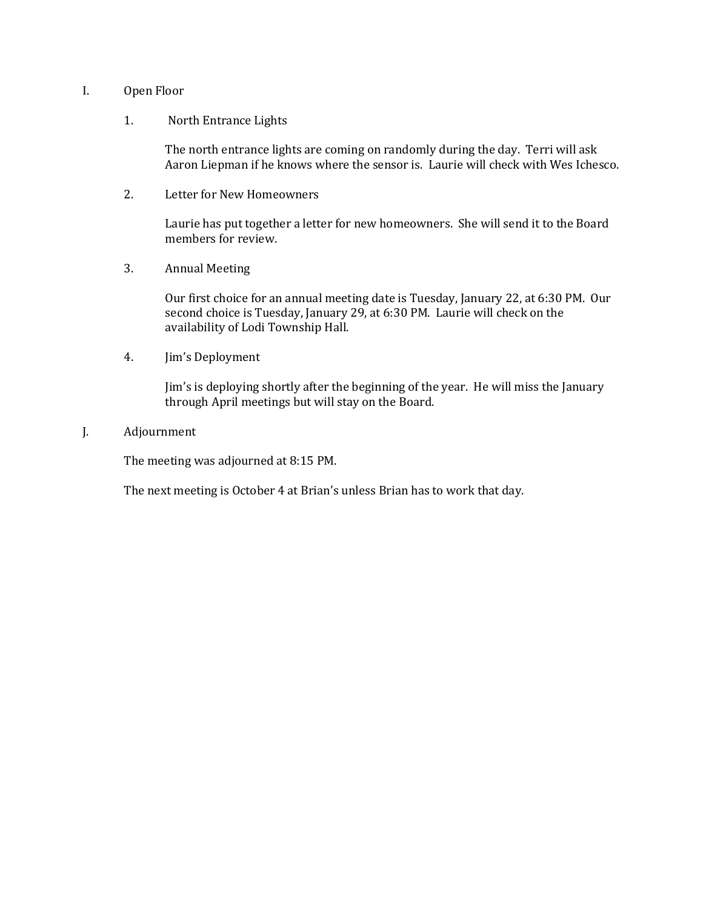I. Open Floor

1. North Entrance Lights

   The north entrance lights are coming on randomly during the day. Terri will ask Aaron Liepman if he knows where the sensor is. Laurie will check with Wes Ichesco.

2. Letter for New Homeowners

   Laurie has put together a letter for new homeowners. She will send it to the Board members for review.

3. Annual Meeting

   Our first choice for an annual meeting date is Tuesday, January 22, at 6:30 PM. Our second choice is Tuesday, January 29, at 6:30 PM. Laurie will check on the availability of Lodi Township Hall.

4. Jim's Deployment

   Jim's is deploying shortly after the beginning of the year. He will miss the January through April meetings but will stay on the Board.

J. Adjournment

The meeting was adjourned at 8:15 PM.

The next meeting is October 4 at Brian's unless Brian has to work that day.